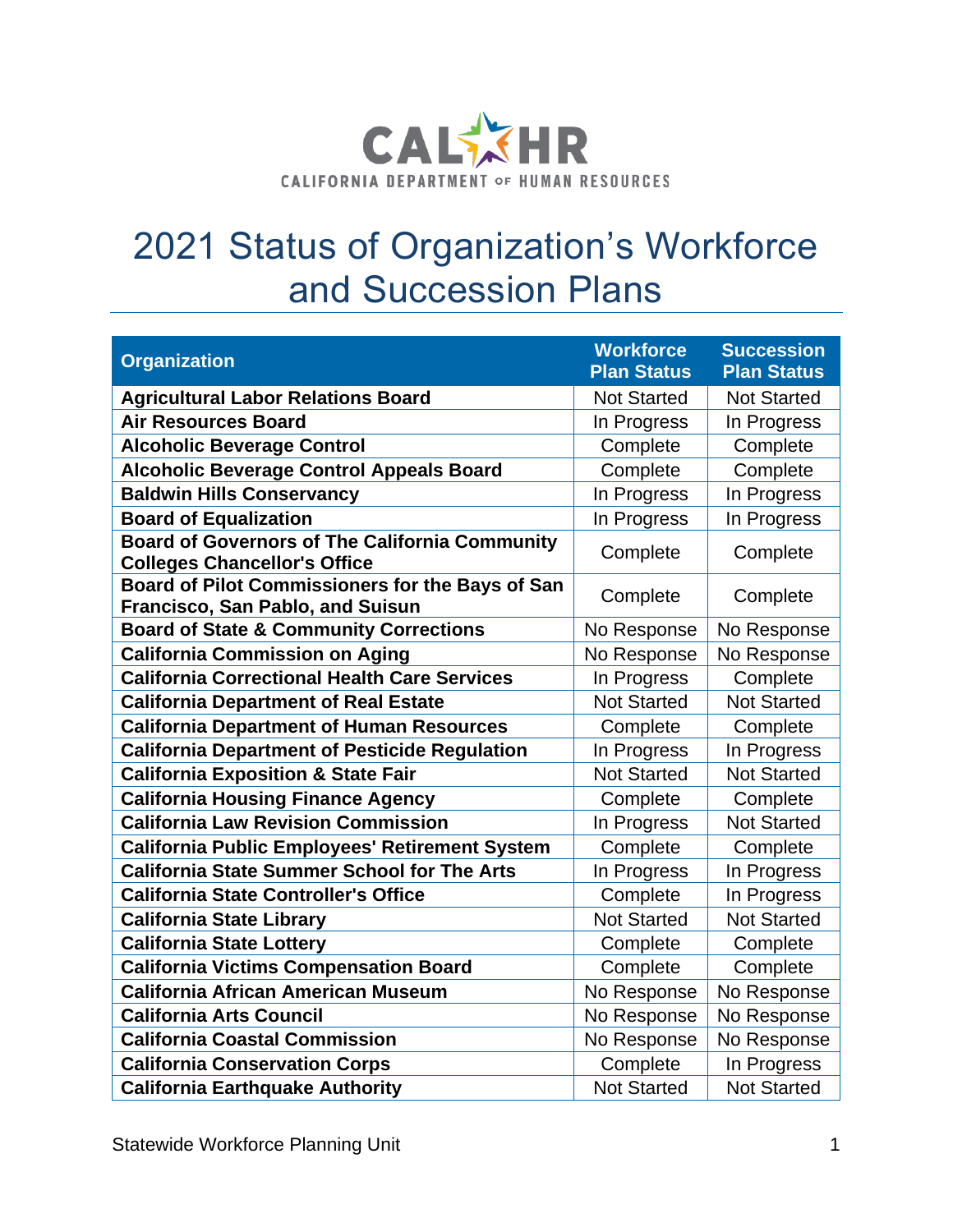CAL HR

CALIFORNIA DEPARTMENT OF HUMAN RESOURCES

# 2021 Status of Organization's Workforce and Succession Plans

| Organization | Workforce Plan Status | Succession Plan Status |
|---|---|---|
| **Agricultural Labor Relations Board** | Not Started | Not Started |
| **Air Resources Board** | In Progress | In Progress |
| **Alcoholic Beverage Control** | Complete | Complete |
| **Alcoholic Beverage Control Appeals Board** | Complete | Complete |
| **Baldwin Hills Conservancy** | In Progress | In Progress |
| **Board of Equalization** | In Progress | In Progress |
| **Board of Governors of The California Community Colleges Chancellor's Office** | Complete | Complete |
| **Board of Pilot Commissioners for the Bays of San Francisco, San Pablo, and Suisun** | Complete | Complete |
| **Board of State & Community Corrections** | No Response | No Response |
| **California Commission on Aging** | No Response | No Response |
| **California Correctional Health Care Services** | In Progress | Complete |
| **California Department of Real Estate** | Not Started | Not Started |
| **California Department of Human Resources** | Complete | Complete |
| **California Department of Pesticide Regulation** | In Progress | In Progress |
| **California Exposition & State Fair** | Not Started | Not Started |
| **California Housing Finance Agency** | Complete | Complete |
| **California Law Revision Commission** | In Progress | Not Started |
| **California Public Employees' Retirement System** | Complete | Complete |
| **California State Summer School for The Arts** | In Progress | In Progress |
| **California State Controller's Office** | Complete | In Progress |
| **California State Library** | Not Started | Not Started |
| **California State Lottery** | Complete | Complete |
| **California Victims Compensation Board** | Complete | Complete |
| **California African American Museum** | No Response | No Response |
| **California Arts Council** | No Response | No Response |
| **California Coastal Commission** | No Response | No Response |
| **California Conservation Corps** | Complete | In Progress |
| **California Earthquake Authority** | Not Started | Not Started |

Statewide Workforce Planning Unit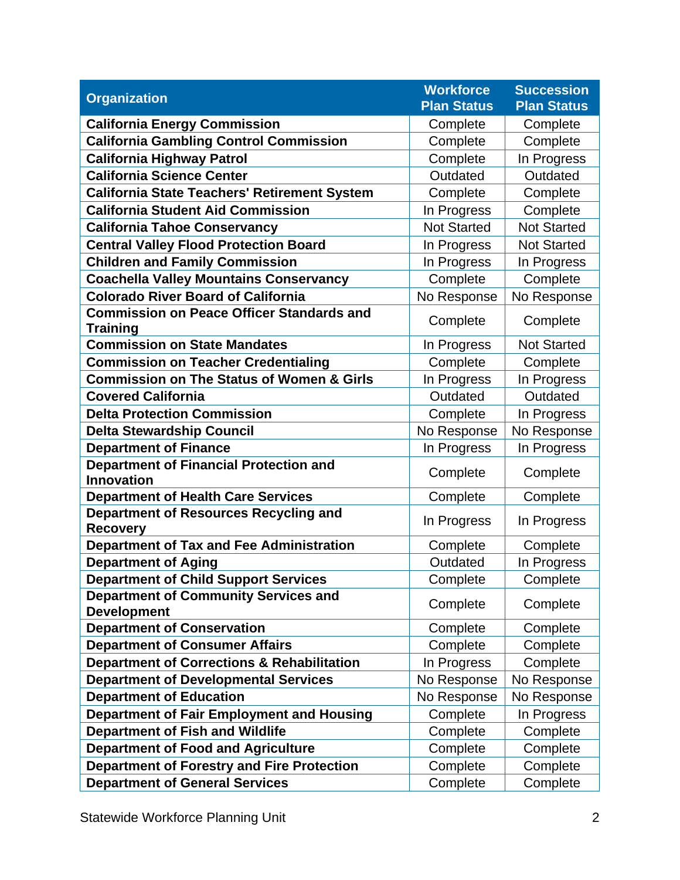| Organization | Workforce Plan Status | Succession Plan Status |
|---|---|---|
| **California Energy Commission** | Complete | Complete |
| **California Gambling Control Commission** | Complete | Complete |
| **California Highway Patrol** | Complete | In Progress |
| **California Science Center** | Outdated | Outdated |
| **California State Teachers' Retirement System** | Complete | Complete |
| **California Student Aid Commission** | In Progress | Complete |
| **California Tahoe Conservancy** | Not Started | Not Started |
| **Central Valley Flood Protection Board** | In Progress | Not Started |
| **Children and Family Commission** | In Progress | In Progress |
| **Coachella Valley Mountains Conservancy** | Complete | Complete |
| **Colorado River Board of California** | No Response | No Response |
| **Commission on Peace Officer Standards and Training** | Complete | Complete |
| **Commission on State Mandates** | In Progress | Not Started |
| **Commission on Teacher Credentialing** | Complete | Complete |
| **Commission on The Status of Women & Girls** | In Progress | In Progress |
| **Covered California** | Outdated | Outdated |
| **Delta Protection Commission** | Complete | In Progress |
| **Delta Stewardship Council** | No Response | No Response |
| **Department of Finance** | In Progress | In Progress |
| **Department of Financial Protection and Innovation** | Complete | Complete |
| **Department of Health Care Services** | Complete | Complete |
| **Department of Resources Recycling and Recovery** | In Progress | In Progress |
| **Department of Tax and Fee Administration** | Complete | Complete |
| **Department of Aging** | Outdated | In Progress |
| **Department of Child Support Services** | Complete | Complete |
| **Department of Community Services and Development** | Complete | Complete |
| **Department of Conservation** | Complete | Complete |
| **Department of Consumer Affairs** | Complete | Complete |
| **Department of Corrections & Rehabilitation** | In Progress | Complete |
| **Department of Developmental Services** | No Response | No Response |
| **Department of Education** | No Response | No Response |
| **Department of Fair Employment and Housing** | Complete | In Progress |
| **Department of Fish and Wildlife** | Complete | Complete |
| **Department of Food and Agriculture** | Complete | Complete |
| **Department of Forestry and Fire Protection** | Complete | Complete |
| **Department of General Services** | Complete | Complete |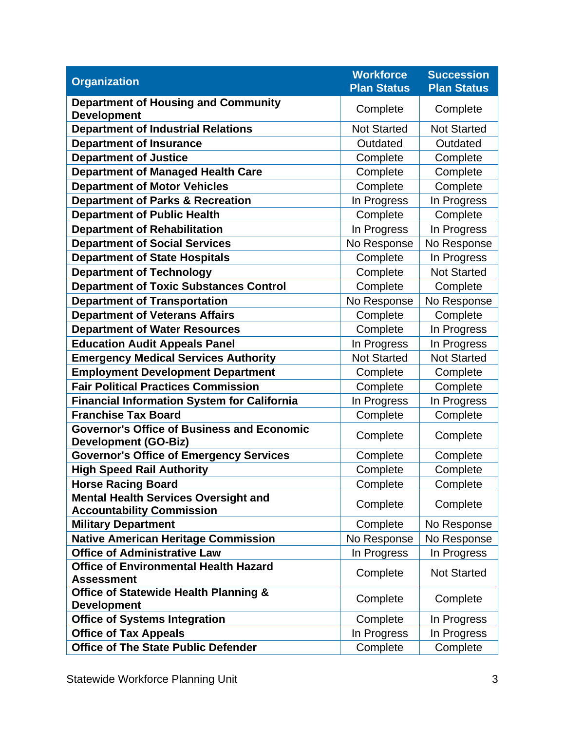| Organization | Workforce Plan Status | Succession Plan Status |
| --- | --- | --- |
| **Department of Housing and Community Development** | Complete | Complete |
| **Department of Industrial Relations** | Not Started | Not Started |
| **Department of Insurance** | Outdated | Outdated |
| **Department of Justice** | Complete | Complete |
| **Department of Managed Health Care** | Complete | Complete |
| **Department of Motor Vehicles** | Complete | Complete |
| **Department of Parks & Recreation** | In Progress | In Progress |
| **Department of Public Health** | Complete | Complete |
| **Department of Rehabilitation** | In Progress | In Progress |
| **Department of Social Services** | No Response | No Response |
| **Department of State Hospitals** | Complete | In Progress |
| **Department of Technology** | Complete | Not Started |
| **Department of Toxic Substances Control** | Complete | Complete |
| **Department of Transportation** | No Response | No Response |
| **Department of Veterans Affairs** | Complete | Complete |
| **Department of Water Resources** | Complete | In Progress |
| **Education Audit Appeals Panel** | In Progress | In Progress |
| **Emergency Medical Services Authority** | Not Started | Not Started |
| **Employment Development Department** | Complete | Complete |
| **Fair Political Practices Commission** | Complete | Complete |
| **Financial Information System for California** | In Progress | In Progress |
| **Franchise Tax Board** | Complete | Complete |
| **Governor's Office of Business and Economic Development (GO-Biz)** | Complete | Complete |
| **Governor's Office of Emergency Services** | Complete | Complete |
| **High Speed Rail Authority** | Complete | Complete |
| **Horse Racing Board** | Complete | Complete |
| **Mental Health Services Oversight and Accountability Commission** | Complete | Complete |
| **Military Department** | Complete | No Response |
| **Native American Heritage Commission** | No Response | No Response |
| **Office of Administrative Law** | In Progress | In Progress |
| **Office of Environmental Health Hazard Assessment** | Complete | Not Started |
| **Office of Statewide Health Planning & Development** | Complete | Complete |
| **Office of Systems Integration** | Complete | In Progress |
| **Office of Tax Appeals** | In Progress | In Progress |
| **Office of The State Public Defender** | Complete | Complete |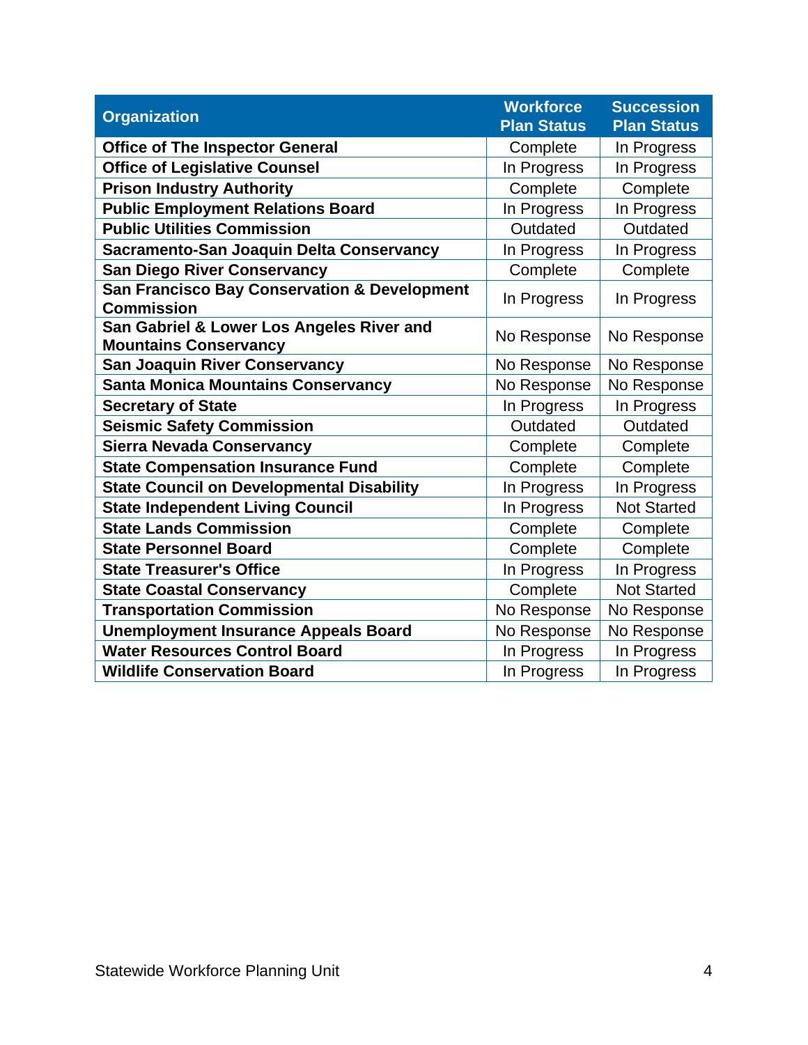| Organization | Workforce Plan Status | Succession Plan Status |
|---|---|---|
| **Office of The Inspector General** | Complete | In Progress |
| **Office of Legislative Counsel** | In Progress | In Progress |
| **Prison Industry Authority** | Complete | Complete |
| **Public Employment Relations Board** | In Progress | In Progress |
| **Public Utilities Commission** | Outdated | Outdated |
| **Sacramento-San Joaquin Delta Conservancy** | In Progress | In Progress |
| **San Diego River Conservancy** | Complete | Complete |
| **San Francisco Bay Conservation & Development Commission** | In Progress | In Progress |
| **San Gabriel & Lower Los Angeles River and Mountains Conservancy** | No Response | No Response |
| **San Joaquin River Conservancy** | No Response | No Response |
| **Santa Monica Mountains Conservancy** | No Response | No Response |
| **Secretary of State** | In Progress | In Progress |
| **Seismic Safety Commission** | Outdated | Outdated |
| **Sierra Nevada Conservancy** | Complete | Complete |
| **State Compensation Insurance Fund** | Complete | Complete |
| **State Council on Developmental Disability** | In Progress | In Progress |
| **State Independent Living Council** | In Progress | Not Started |
| **State Lands Commission** | Complete | Complete |
| **State Personnel Board** | Complete | Complete |
| **State Treasurer's Office** | In Progress | In Progress |
| **State Coastal Conservancy** | Complete | Not Started |
| **Transportation Commission** | No Response | No Response |
| **Unemployment Insurance Appeals Board** | No Response | No Response |
| **Water Resources Control Board** | In Progress | In Progress |
| **Wildlife Conservation Board** | In Progress | In Progress |